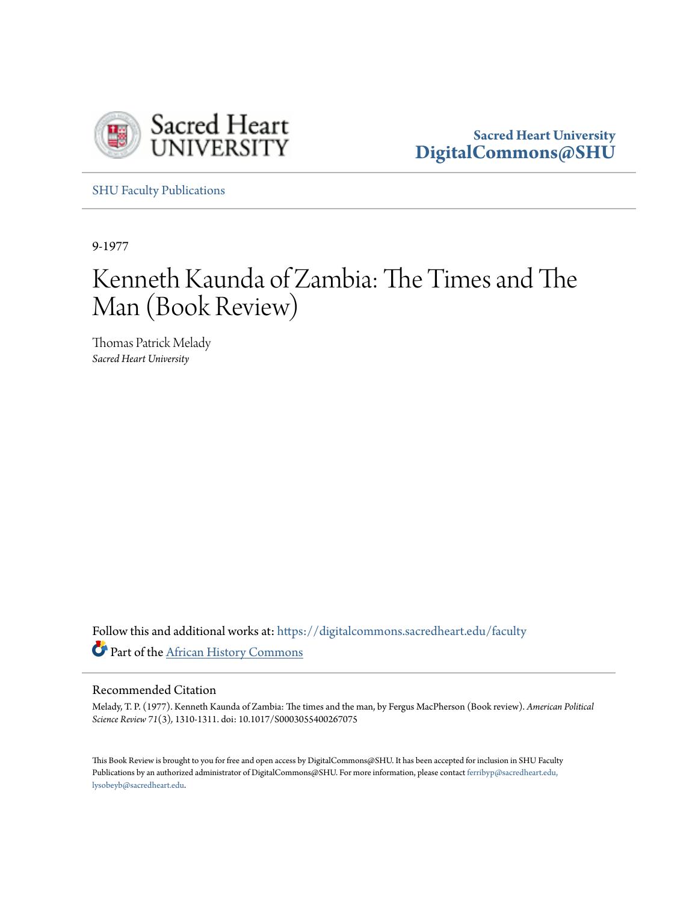Sacred Heart University

Sacred Heart University
DigitalCommons@SHU

SHU Faculty Publications

9-1977

# Kenneth Kaunda of Zambia: The Times and The Man (Book Review)

Thomas Patrick Melady
*Sacred Heart University*

Follow this and additional works at: https://digitalcommons.sacredheart.edu/faculty

Part of the African History Commons

## Recommended Citation

Melady, T. P. (1977). Kenneth Kaunda of Zambia: The times and the man, by Fergus MacPherson (Book review). *American Political Science Review 71*(3), 1310-1311. doi: 10.1017/S0003055400267075

This Book Review is brought to you for free and open access by DigitalCommons@SHU. It has been accepted for inclusion in SHU Faculty Publications by an authorized administrator of DigitalCommons@SHU. For more information, please contact ferribyp@sacredheart.edu, lysobeyb@sacredheart.edu.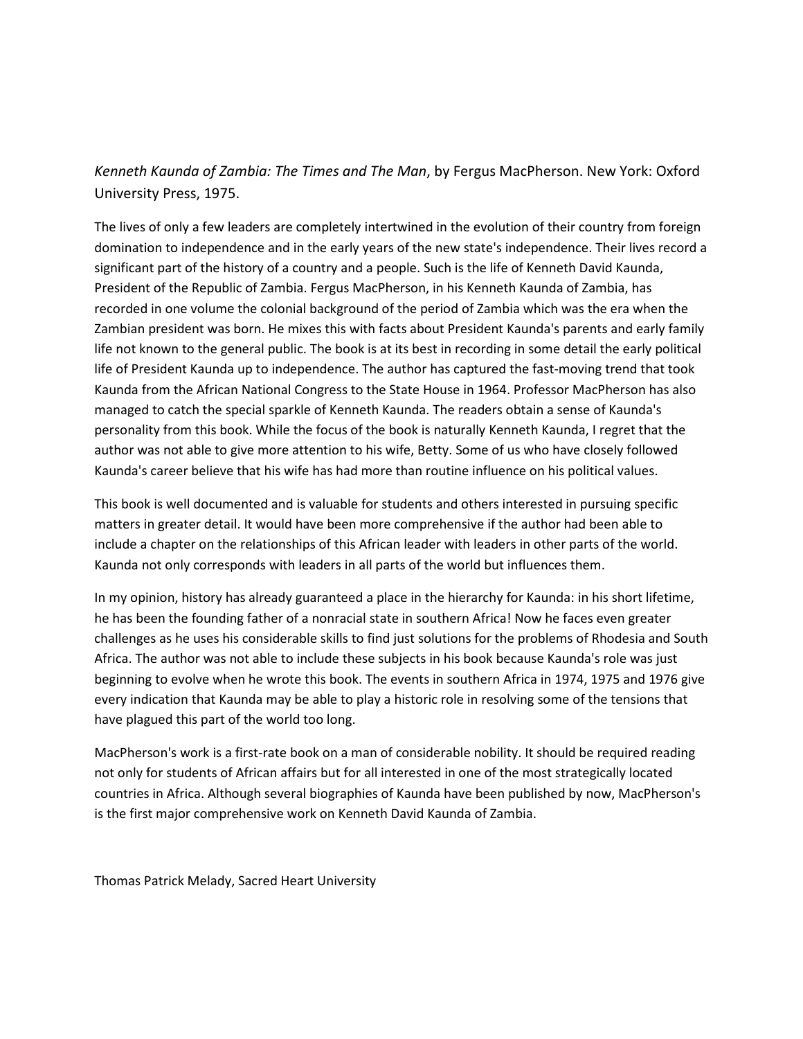*Kenneth Kaunda of Zambia: The Times and The Man*, by Fergus MacPherson. New York: Oxford University Press, 1975.

The lives of only a few leaders are completely intertwined in the evolution of their country from foreign domination to independence and in the early years of the new state's independence. Their lives record a significant part of the history of a country and a people. Such is the life of Kenneth David Kaunda, President of the Republic of Zambia. Fergus MacPherson, in his Kenneth Kaunda of Zambia, has recorded in one volume the colonial background of the period of Zambia which was the era when the Zambian president was born. He mixes this with facts about President Kaunda's parents and early family life not known to the general public. The book is at its best in recording in some detail the early political life of President Kaunda up to independence. The author has captured the fast-moving trend that took Kaunda from the African National Congress to the State House in 1964. Professor MacPherson has also managed to catch the special sparkle of Kenneth Kaunda. The readers obtain a sense of Kaunda's personality from this book. While the focus of the book is naturally Kenneth Kaunda, I regret that the author was not able to give more attention to his wife, Betty. Some of us who have closely followed Kaunda's career believe that his wife has had more than routine influence on his political values.

This book is well documented and is valuable for students and others interested in pursuing specific matters in greater detail. It would have been more comprehensive if the author had been able to include a chapter on the relationships of this African leader with leaders in other parts of the world. Kaunda not only corresponds with leaders in all parts of the world but influences them.

In my opinion, history has already guaranteed a place in the hierarchy for Kaunda: in his short lifetime, he has been the founding father of a nonracial state in southern Africa! Now he faces even greater challenges as he uses his considerable skills to find just solutions for the problems of Rhodesia and South Africa. The author was not able to include these subjects in his book because Kaunda's role was just beginning to evolve when he wrote this book. The events in southern Africa in 1974, 1975 and 1976 give every indication that Kaunda may be able to play a historic role in resolving some of the tensions that have plagued this part of the world too long.

MacPherson's work is a first-rate book on a man of considerable nobility. It should be required reading not only for students of African affairs but for all interested in one of the most strategically located countries in Africa. Although several biographies of Kaunda have been published by now, MacPherson's is the first major comprehensive work on Kenneth David Kaunda of Zambia.

Thomas Patrick Melady, Sacred Heart University